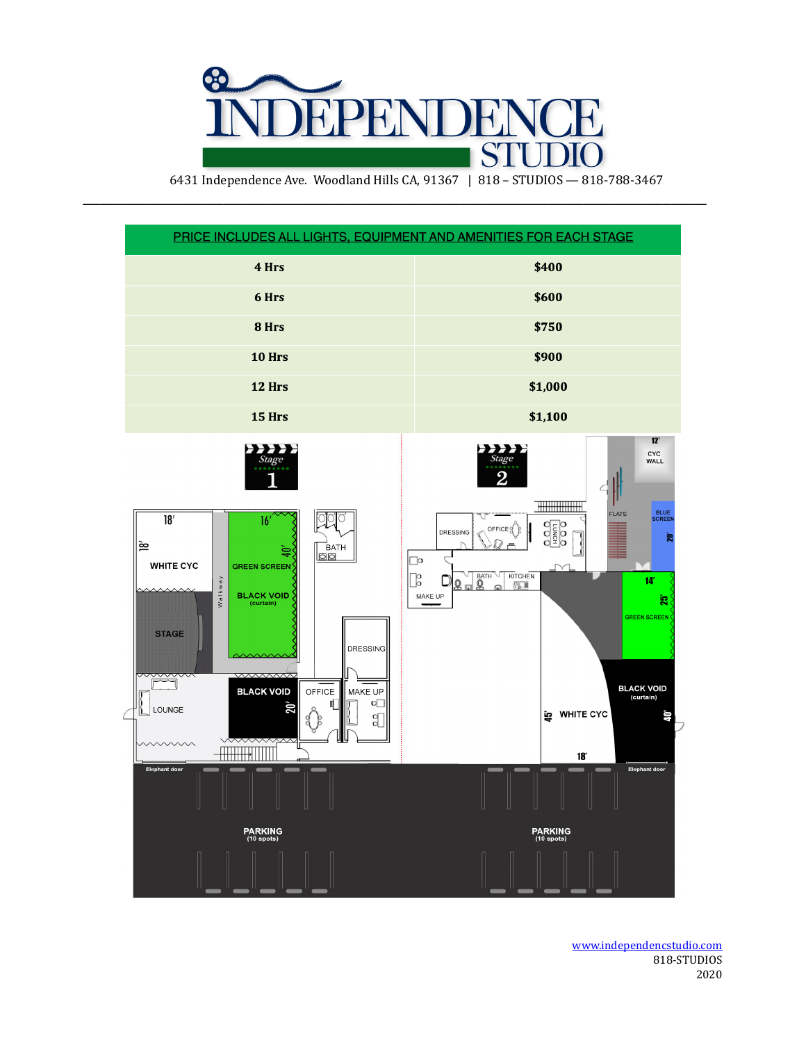# INDEPENDENCE STUDIO

6431 Independence Ave. Woodland Hills CA, 91367 | 818 – STUDIOS — 818-788-3467

---

| PRICE INCLUDES ALL LIGHTS, EQUIPMENT AND AMENITIES FOR EACH STAGE | |
|---|---|
| **4 Hrs** | **$400** |
| **6 Hrs** | **$600** |
| **8 Hrs** | **$750** |
| **10 Hrs** | **$900** |
| **12 Hrs** | **$1,000** |
| **15 Hrs** | **$1,100** |

Stage 1

18′ 18′ WHITE CYC | 16′ 40′ GREEN SCREEN | BLACK VOID (curtain) | Walkway | STAGE | BATH | DRESSING | LOUNGE | BLACK VOID 20′ | OFFICE | MAKE UP | Elephant door | PARKING (10 spots)

Stage 2

12′ CYC WALL | FLATS | BLUE SCREEN 20′ | DRESSING | OFFICE | LUNCH | MAKE UP | BATH | KITCHEN | 14′ 25′ GREEN SCREEN | BLACK VOID (curtain) 40′ | 45′ WHITE CYC 18′ | Elephant door | PARKING (10 spots)

[www.independencstudio.com](http://www.independencstudio.com)
818-STUDIOS
2020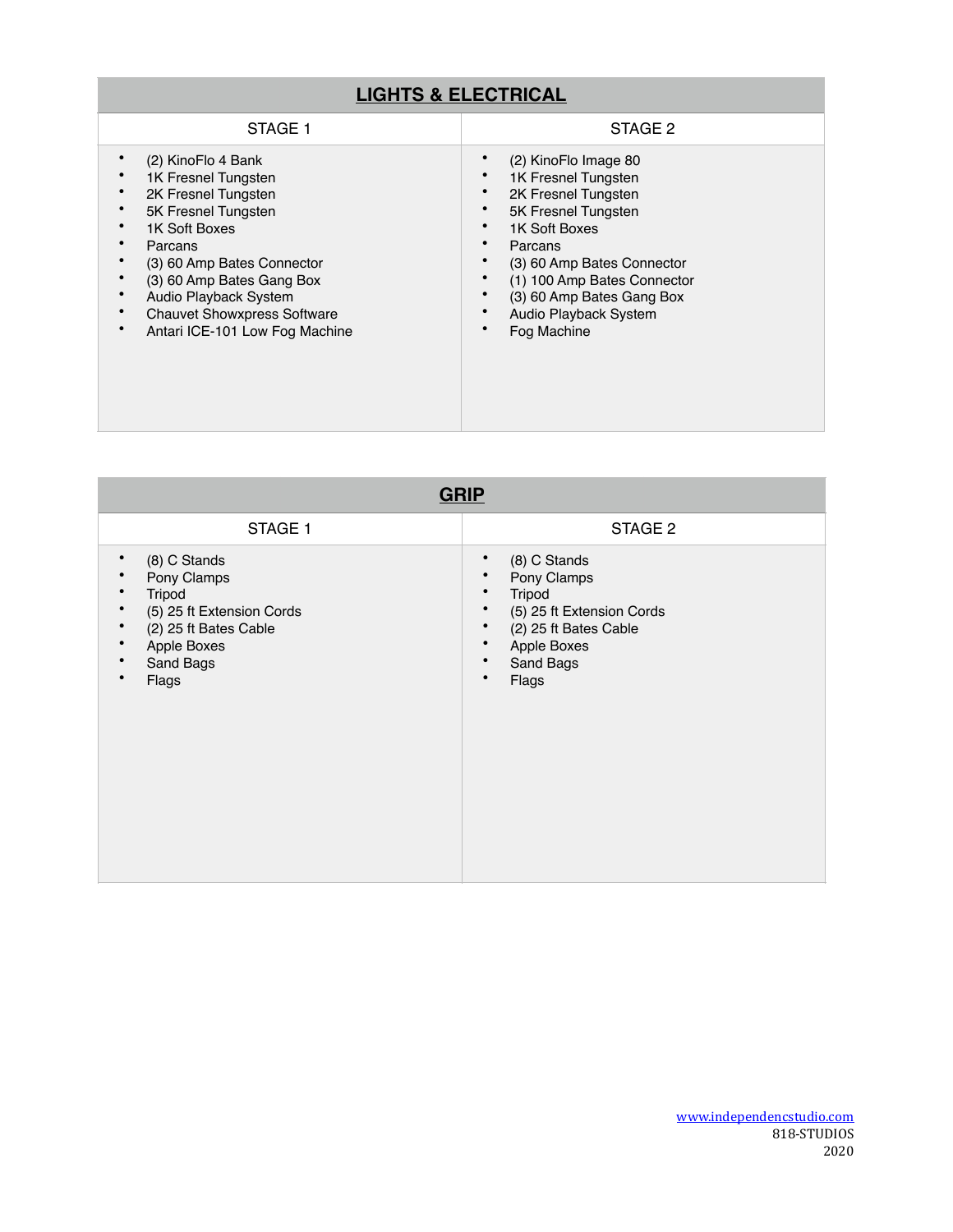## LIGHTS & ELECTRICAL

| STAGE 1 | STAGE 2 |
|---|---|
| • (2) KinoFlo 4 Bank<br>• 1K Fresnel Tungsten<br>• 2K Fresnel Tungsten<br>• 5K Fresnel Tungsten<br>• 1K Soft Boxes<br>• Parcans<br>• (3) 60 Amp Bates Connector<br>• (3) 60 Amp Bates Gang Box<br>• Audio Playback System<br>• Chauvet Showxpress Software<br>• Antari ICE-101 Low Fog Machine | • (2) KinoFlo Image 80<br>• 1K Fresnel Tungsten<br>• 2K Fresnel Tungsten<br>• 5K Fresnel Tungsten<br>• 1K Soft Boxes<br>• Parcans<br>• (3) 60 Amp Bates Connector<br>• (1) 100 Amp Bates Connector<br>• (3) 60 Amp Bates Gang Box<br>• Audio Playback System<br>• Fog Machine |

## GRIP

| STAGE 1 | STAGE 2 |
|---|---|
| • (8) C Stands<br>• Pony Clamps<br>• Tripod<br>• (5) 25 ft Extension Cords<br>• (2) 25 ft Bates Cable<br>• Apple Boxes<br>• Sand Bags<br>• Flags | • (8) C Stands<br>• Pony Clamps<br>• Tripod<br>• (5) 25 ft Extension Cords<br>• (2) 25 ft Bates Cable<br>• Apple Boxes<br>• Sand Bags<br>• Flags |

www.independencstudio.com
818-STUDIOS
2020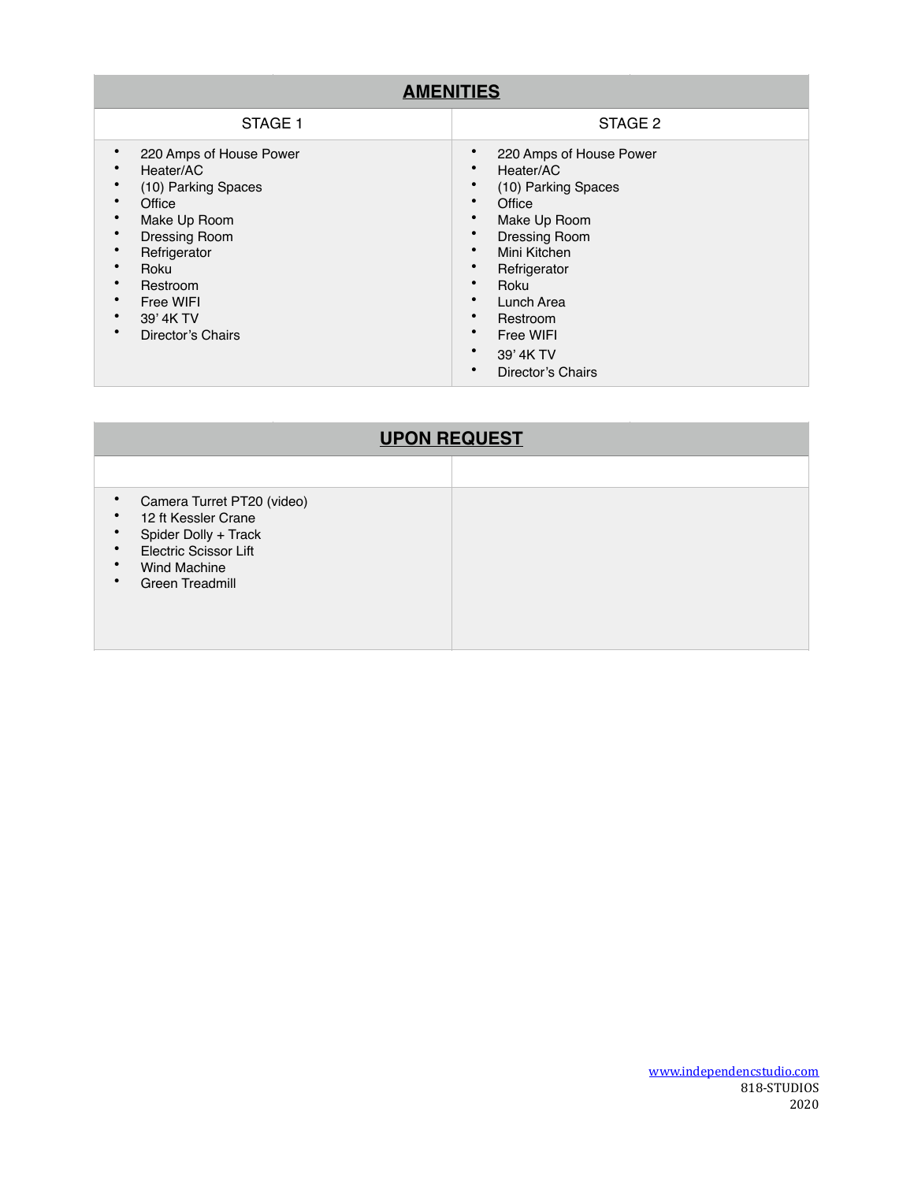| AMENITIES | |
|---|---|
| STAGE 1 | STAGE 2 |
| • 220 Amps of House Power<br>• Heater/AC<br>• (10) Parking Spaces<br>• Office<br>• Make Up Room<br>• Dressing Room<br>• Refrigerator<br>• Roku<br>• Restroom<br>• Free WIFI<br>• 39' 4K TV<br>• Director's Chairs | • 220 Amps of House Power<br>• Heater/AC<br>• (10) Parking Spaces<br>• Office<br>• Make Up Room<br>• Dressing Room<br>• Mini Kitchen<br>• Refrigerator<br>• Roku<br>• Lunch Area<br>• Restroom<br>• Free WIFI<br>• 39' 4K TV<br>• Director's Chairs |

| UPON REQUEST | |
|---|---|
| | |
| • Camera Turret PT20 (video)<br>• 12 ft Kessler Crane<br>• Spider Dolly + Track<br>• Electric Scissor Lift<br>• Wind Machine<br>• Green Treadmill | |

www.independencstudio.com
818-STUDIOS
2020